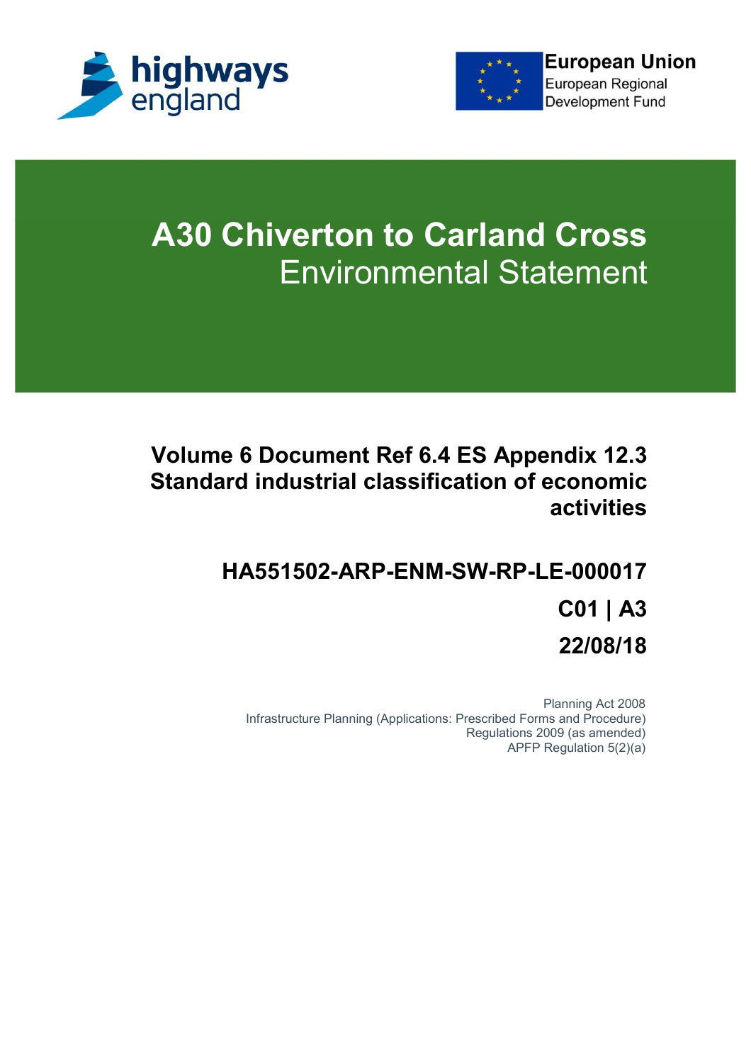highways england

European Union
European Regional Development Fund

# A30 Chiverton to Carland Cross
## Environmental Statement

### Volume 6 Document Ref 6.4 ES Appendix 12.3 Standard industrial classification of economic activities

**HA551502-ARP-ENM-SW-RP-LE-000017**

**C01 | A3**

**22/08/18**

Planning Act 2008
Infrastructure Planning (Applications: Prescribed Forms and Procedure) Regulations 2009 (as amended)
APFP Regulation 5(2)(a)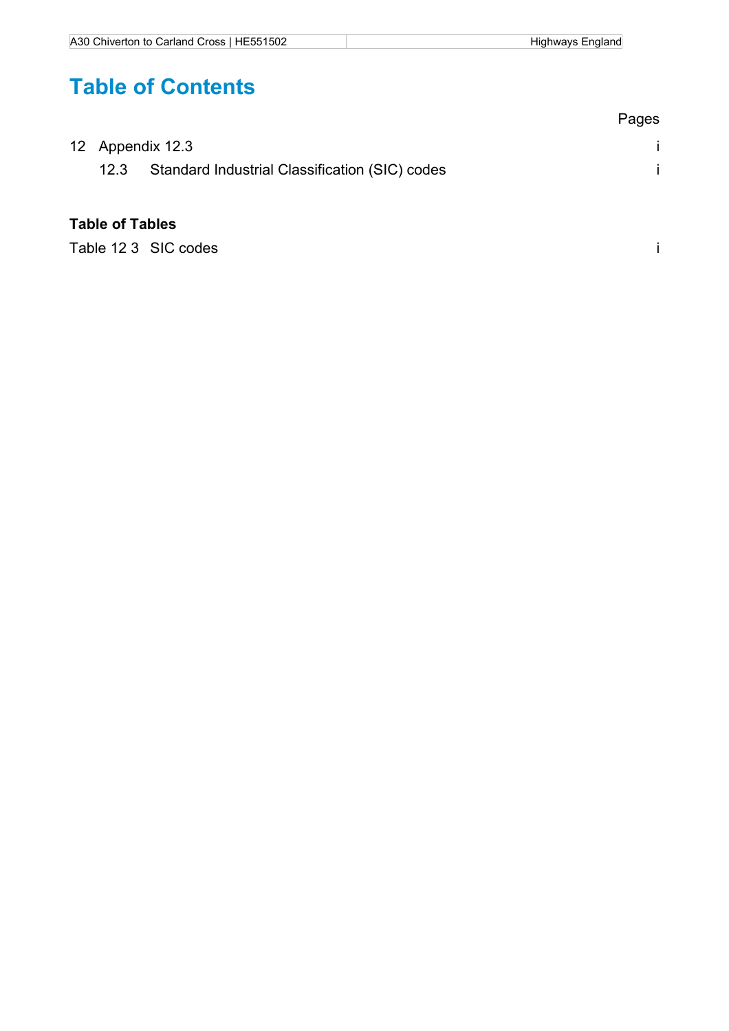# Table of Contents

Pages

12 Appendix 12.3 i

12.3 Standard Industrial Classification (SIC) codes i

**Table of Tables**

Table 12 3 SIC codes i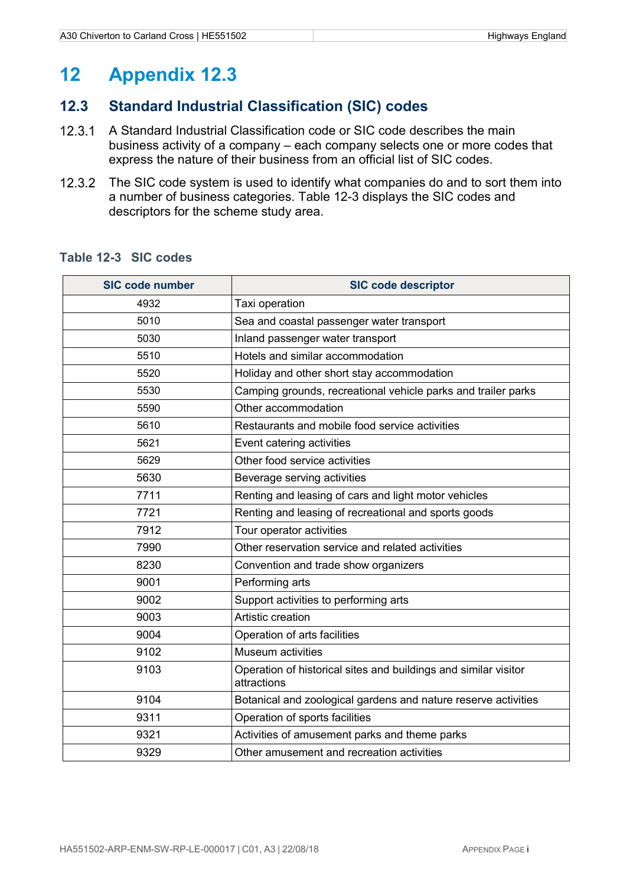# 12 Appendix 12.3

## 12.3 Standard Industrial Classification (SIC) codes

12.3.1 A Standard Industrial Classification code or SIC code describes the main business activity of a company – each company selects one or more codes that express the nature of their business from an official list of SIC codes.

12.3.2 The SIC code system is used to identify what companies do and to sort them into a number of business categories. Table 12-3 displays the SIC codes and descriptors for the scheme study area.

**Table 12-3 SIC codes**

| SIC code number | SIC code descriptor |
|---|---|
| 4932 | Taxi operation |
| 5010 | Sea and coastal passenger water transport |
| 5030 | Inland passenger water transport |
| 5510 | Hotels and similar accommodation |
| 5520 | Holiday and other short stay accommodation |
| 5530 | Camping grounds, recreational vehicle parks and trailer parks |
| 5590 | Other accommodation |
| 5610 | Restaurants and mobile food service activities |
| 5621 | Event catering activities |
| 5629 | Other food service activities |
| 5630 | Beverage serving activities |
| 7711 | Renting and leasing of cars and light motor vehicles |
| 7721 | Renting and leasing of recreational and sports goods |
| 7912 | Tour operator activities |
| 7990 | Other reservation service and related activities |
| 8230 | Convention and trade show organizers |
| 9001 | Performing arts |
| 9002 | Support activities to performing arts |
| 9003 | Artistic creation |
| 9004 | Operation of arts facilities |
| 9102 | Museum activities |
| 9103 | Operation of historical sites and buildings and similar visitor attractions |
| 9104 | Botanical and zoological gardens and nature reserve activities |
| 9311 | Operation of sports facilities |
| 9321 | Activities of amusement parks and theme parks |
| 9329 | Other amusement and recreation activities |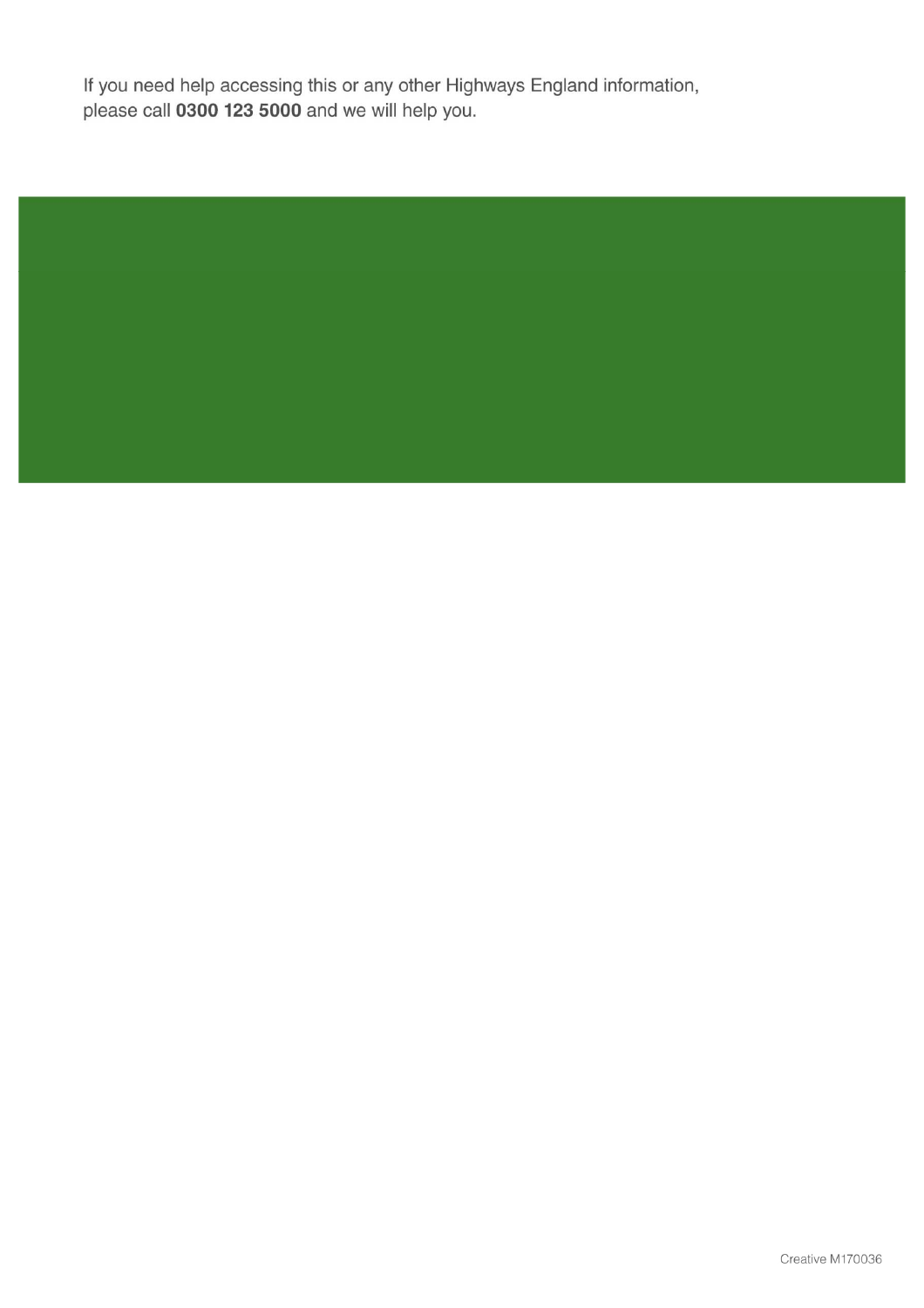If you need help accessing this or any other Highways England information, please call **0300 123 5000** and we will help you.

Creative M170036